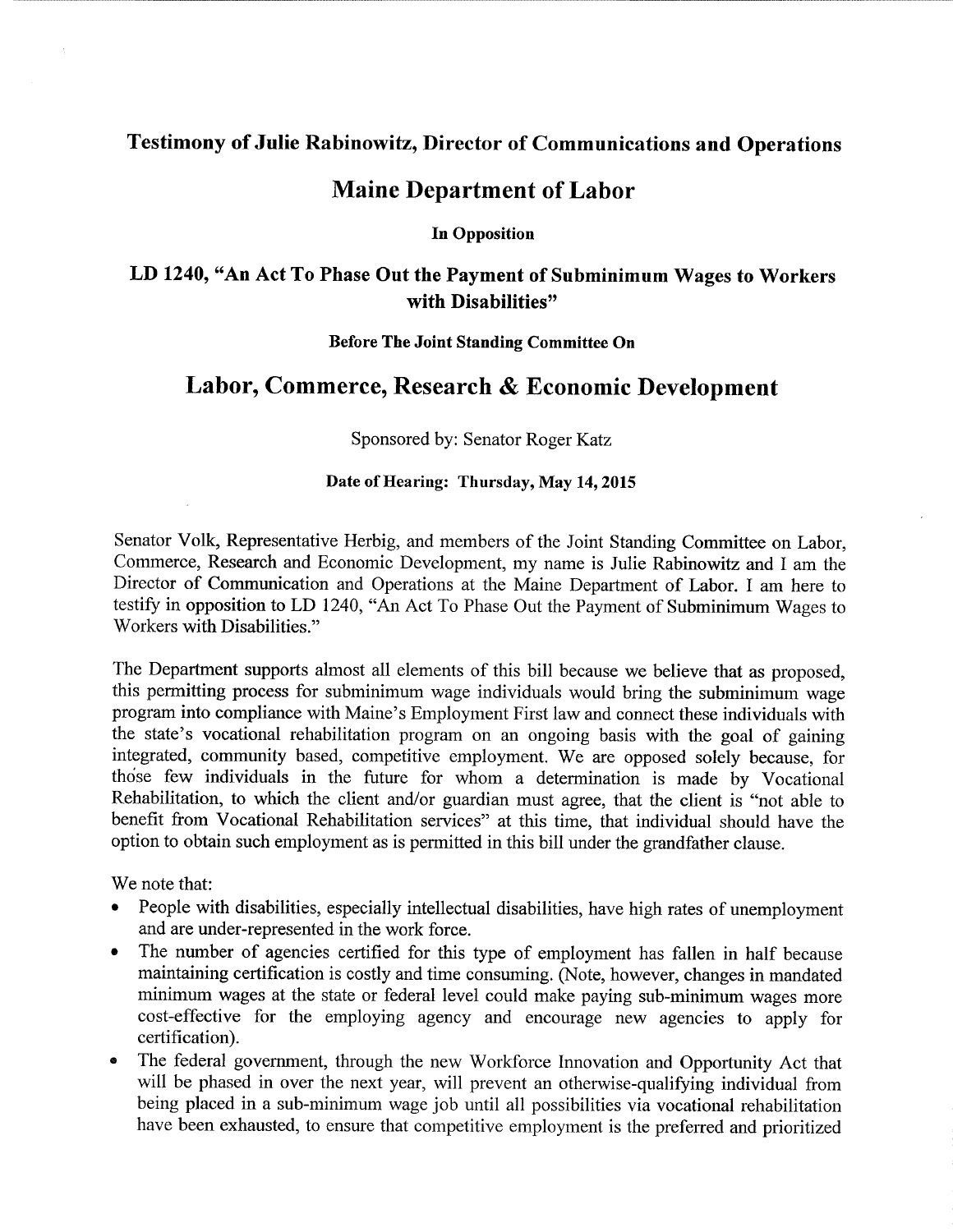**Testimony of Julie Rabinowitz, Director of Communications and Operations**

## Maine Department of Labor

**In Opposition**

### LD 1240, "An Act To Phase Out the Payment of Subminimum Wages to Workers with Disabilities"

**Before The Joint Standing Committee On**

## Labor, Commerce, Research & Economic Development

Sponsored by: Senator Roger Katz

**Date of Hearing: Thursday, May 14, 2015**

Senator Volk, Representative Herbig, and members of the Joint Standing Committee on Labor, Commerce, Research and Economic Development, my name is Julie Rabinowitz and I am the Director of Communication and Operations at the Maine Department of Labor. I am here to testify in opposition to LD 1240, "An Act To Phase Out the Payment of Subminimum Wages to Workers with Disabilities."

The Department supports almost all elements of this bill because we believe that as proposed, this permitting process for subminimum wage individuals would bring the subminimum wage program into compliance with Maine's Employment First law and connect these individuals with the state's vocational rehabilitation program on an ongoing basis with the goal of gaining integrated, community based, competitive employment. We are opposed solely because, for those few individuals in the future for whom a determination is made by Vocational Rehabilitation, to which the client and/or guardian must agree, that the client is "not able to benefit from Vocational Rehabilitation services" at this time, that individual should have the option to obtain such employment as is permitted in this bill under the grandfather clause.

We note that:

- People with disabilities, especially intellectual disabilities, have high rates of unemployment and are under-represented in the work force.
- The number of agencies certified for this type of employment has fallen in half because maintaining certification is costly and time consuming. (Note, however, changes in mandated minimum wages at the state or federal level could make paying sub-minimum wages more cost-effective for the employing agency and encourage new agencies to apply for certification).
- The federal government, through the new Workforce Innovation and Opportunity Act that will be phased in over the next year, will prevent an otherwise-qualifying individual from being placed in a sub-minimum wage job until all possibilities via vocational rehabilitation have been exhausted, to ensure that competitive employment is the preferred and prioritized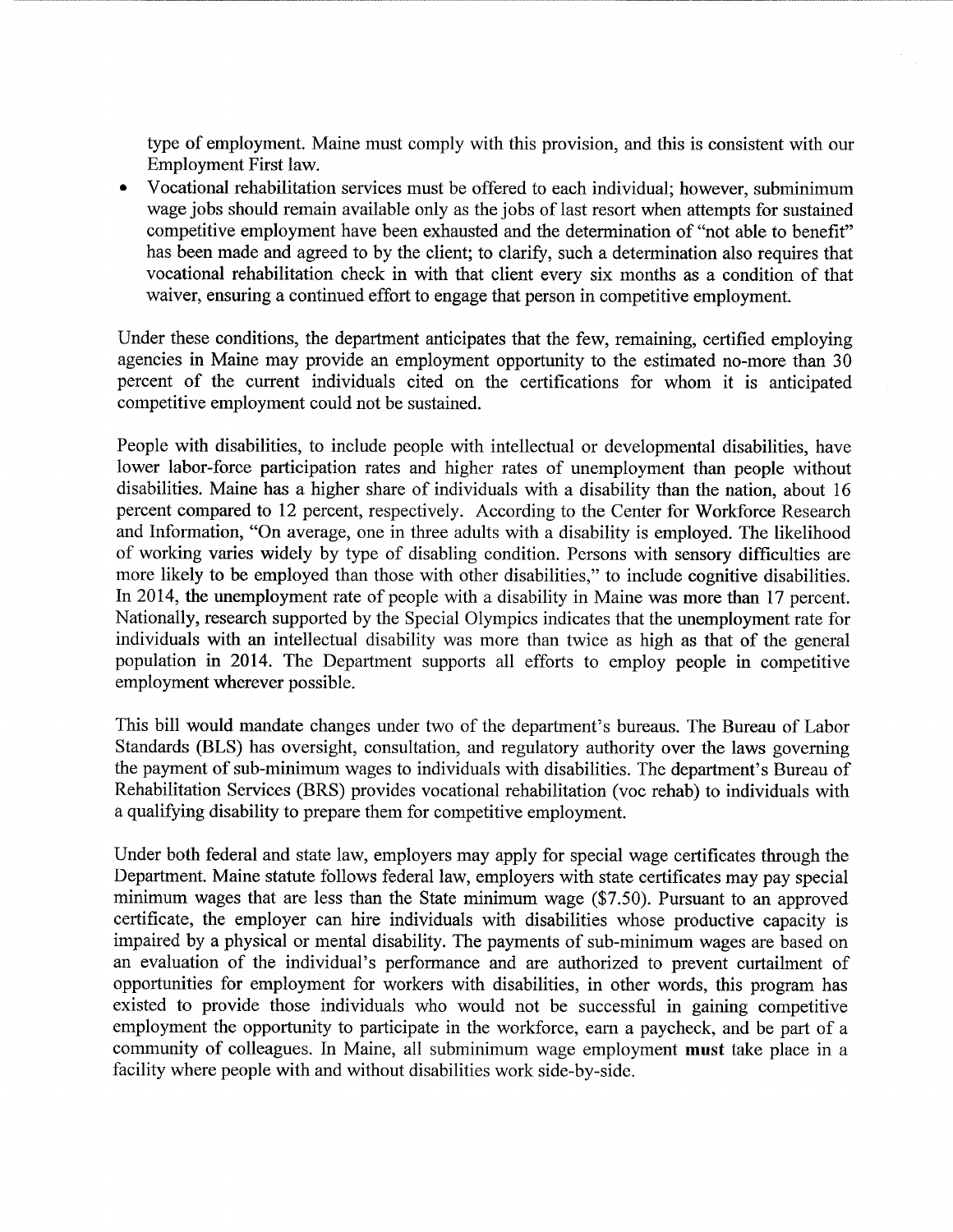type of employment. Maine must comply with this provision, and this is consistent with our Employment First law.

- Vocational rehabilitation services must be offered to each individual; however, subminimum wage jobs should remain available only as the jobs of last resort when attempts for sustained competitive employment have been exhausted and the determination of "not able to benefit" has been made and agreed to by the client; to clarify, such a determination also requires that vocational rehabilitation check in with that client every six months as a condition of that waiver, ensuring a continued effort to engage that person in competitive employment.

Under these conditions, the department anticipates that the few, remaining, certified employing agencies in Maine may provide an employment opportunity to the estimated no-more than 30 percent of the current individuals cited on the certifications for whom it is anticipated competitive employment could not be sustained.

People with disabilities, to include people with intellectual or developmental disabilities, have lower labor-force participation rates and higher rates of unemployment than people without disabilities. Maine has a higher share of individuals with a disability than the nation, about 16 percent compared to 12 percent, respectively. According to the Center for Workforce Research and Information, "On average, one in three adults with a disability is employed. The likelihood of working varies widely by type of disabling condition. Persons with sensory difficulties are more likely to be employed than those with other disabilities," to include cognitive disabilities. In 2014, the unemployment rate of people with a disability in Maine was more than 17 percent. Nationally, research supported by the Special Olympics indicates that the unemployment rate for individuals with an intellectual disability was more than twice as high as that of the general population in 2014. The Department supports all efforts to employ people in competitive employment wherever possible.

This bill would mandate changes under two of the department's bureaus. The Bureau of Labor Standards (BLS) has oversight, consultation, and regulatory authority over the laws governing the payment of sub-minimum wages to individuals with disabilities. The department's Bureau of Rehabilitation Services (BRS) provides vocational rehabilitation (voc rehab) to individuals with a qualifying disability to prepare them for competitive employment.

Under both federal and state law, employers may apply for special wage certificates through the Department. Maine statute follows federal law, employers with state certificates may pay special minimum wages that are less than the State minimum wage ($7.50). Pursuant to an approved certificate, the employer can hire individuals with disabilities whose productive capacity is impaired by a physical or mental disability. The payments of sub-minimum wages are based on an evaluation of the individual's performance and are authorized to prevent curtailment of opportunities for employment for workers with disabilities, in other words, this program has existed to provide those individuals who would not be successful in gaining competitive employment the opportunity to participate in the workforce, earn a paycheck, and be part of a community of colleagues. In Maine, all subminimum wage employment **must** take place in a facility where people with and without disabilities work side-by-side.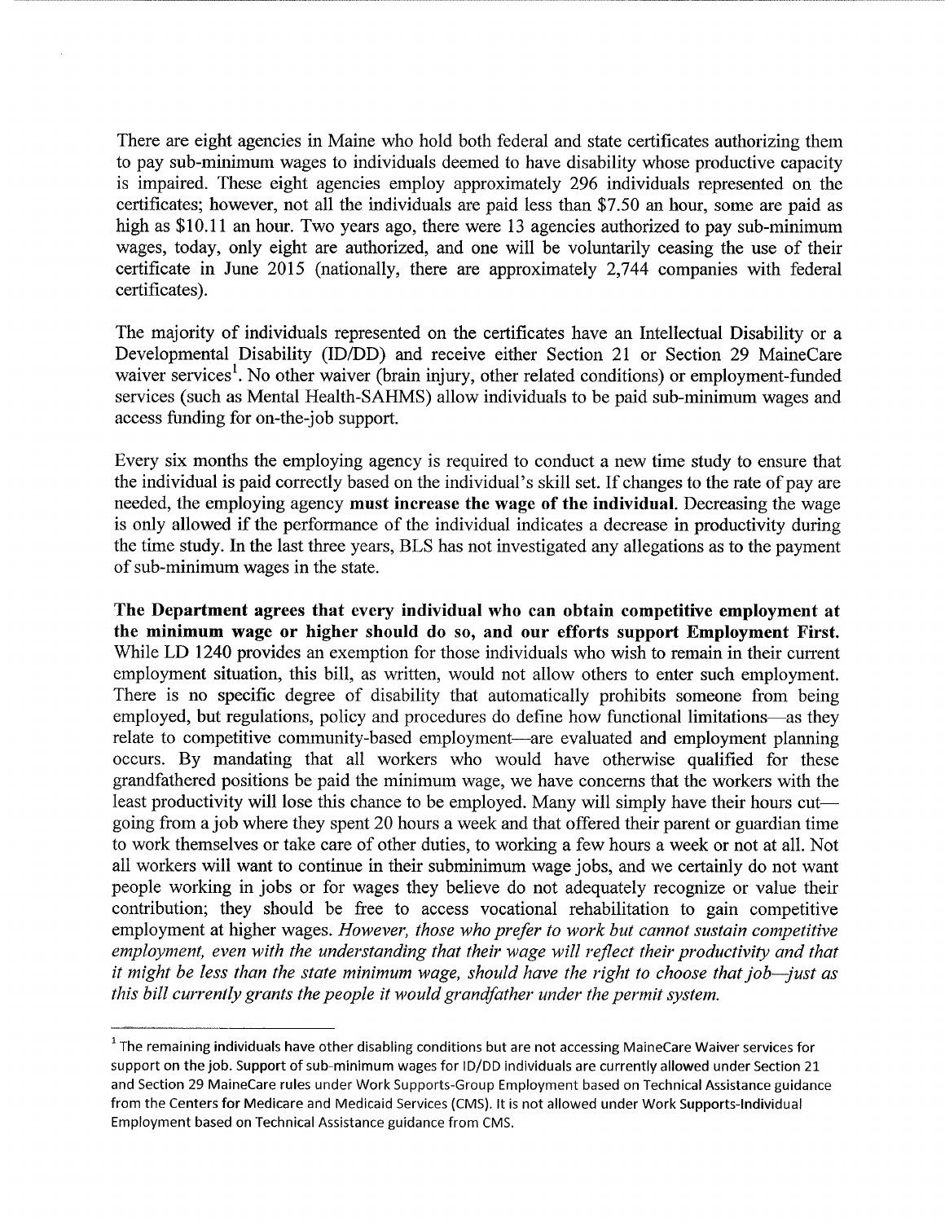There are eight agencies in Maine who hold both federal and state certificates authorizing them to pay sub-minimum wages to individuals deemed to have disability whose productive capacity is impaired. These eight agencies employ approximately 296 individuals represented on the certificates; however, not all the individuals are paid less than $7.50 an hour, some are paid as high as $10.11 an hour. Two years ago, there were 13 agencies authorized to pay sub-minimum wages, today, only eight are authorized, and one will be voluntarily ceasing the use of their certificate in June 2015 (nationally, there are approximately 2,744 companies with federal certificates).

The majority of individuals represented on the certificates have an Intellectual Disability or a Developmental Disability (ID/DD) and receive either Section 21 or Section 29 MaineCare waiver services[1]. No other waiver (brain injury, other related conditions) or employment-funded services (such as Mental Health-SAHMS) allow individuals to be paid sub-minimum wages and access funding for on-the-job support.

Every six months the employing agency is required to conduct a new time study to ensure that the individual is paid correctly based on the individual's skill set. If changes to the rate of pay are needed, the employing agency **must increase the wage of the individual.** Decreasing the wage is only allowed if the performance of the individual indicates a decrease in productivity during the time study. In the last three years, BLS has not investigated any allegations as to the payment of sub-minimum wages in the state.

**The Department agrees that every individual who can obtain competitive employment at the minimum wage or higher should do so, and our efforts support Employment First.** While LD 1240 provides an exemption for those individuals who wish to remain in their current employment situation, this bill, as written, would not allow others to enter such employment. There is no specific degree of disability that automatically prohibits someone from being employed, but regulations, policy and procedures do define how functional limitations—as they relate to competitive community-based employment—are evaluated and employment planning occurs. By mandating that all workers who would have otherwise qualified for these grandfathered positions be paid the minimum wage, we have concerns that the workers with the least productivity will lose this chance to be employed. Many will simply have their hours cut—going from a job where they spent 20 hours a week and that offered their parent or guardian time to work themselves or take care of other duties, to working a few hours a week or not at all. Not all workers will want to continue in their subminimum wage jobs, and we certainly do not want people working in jobs or for wages they believe do not adequately recognize or value their contribution; they should be free to access vocational rehabilitation to gain competitive employment at higher wages. *However, those who prefer to work but cannot sustain competitive employment, even with the understanding that their wage will reflect their productivity and that it might be less than the state minimum wage, should have the right to choose that job—just as this bill currently grants the people it would grandfather under the permit system.*

---

[1] The remaining individuals have other disabling conditions but are not accessing MaineCare Waiver services for support on the job. Support of sub-minimum wages for ID/DD individuals are currently allowed under Section 21 and Section 29 MaineCare rules under Work Supports-Group Employment based on Technical Assistance guidance from the Centers for Medicare and Medicaid Services (CMS). It is not allowed under Work Supports-Individual Employment based on Technical Assistance guidance from CMS.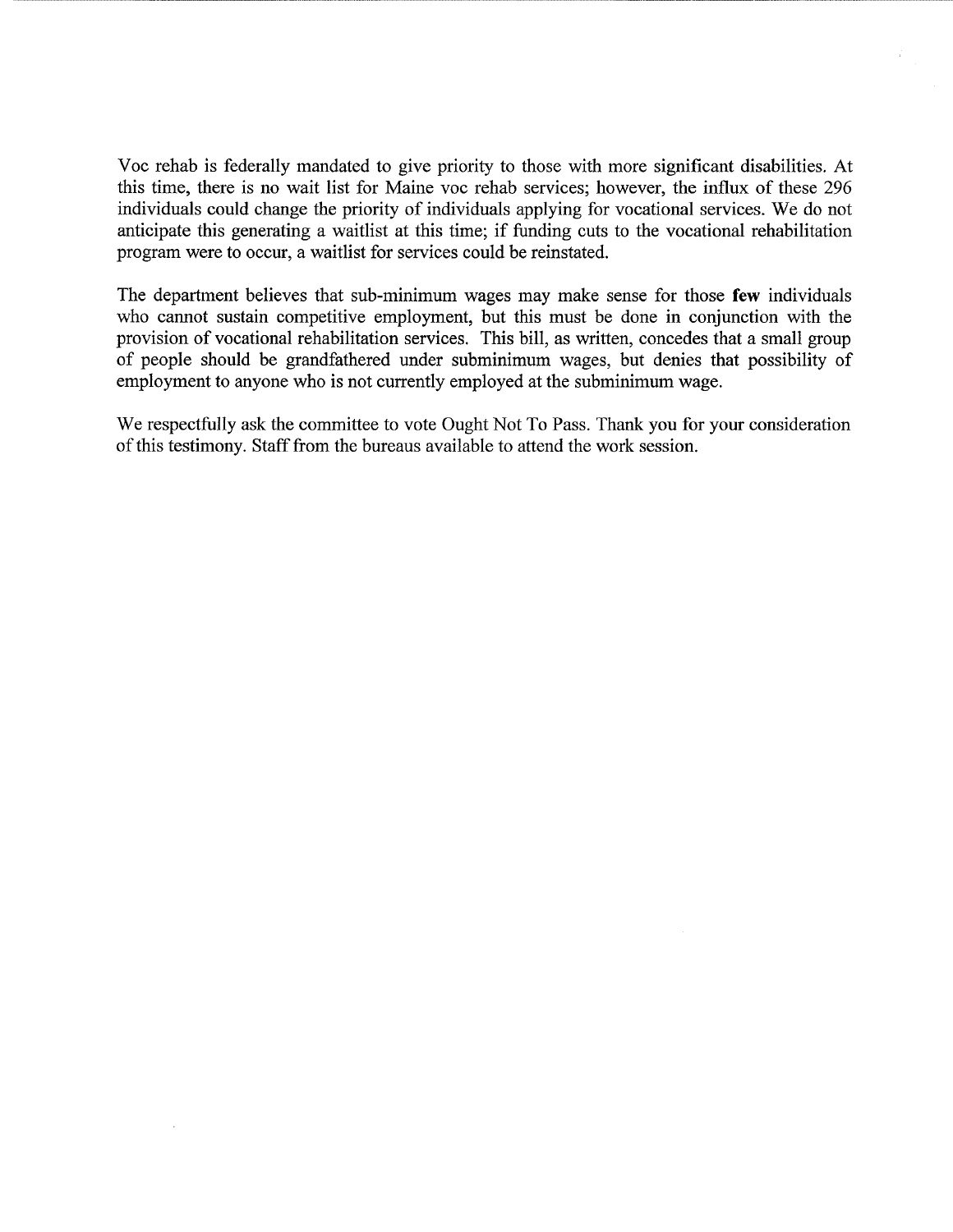Voc rehab is federally mandated to give priority to those with more significant disabilities. At this time, there is no wait list for Maine voc rehab services; however, the influx of these 296 individuals could change the priority of individuals applying for vocational services. We do not anticipate this generating a waitlist at this time; if funding cuts to the vocational rehabilitation program were to occur, a waitlist for services could be reinstated.

The department believes that sub-minimum wages may make sense for those **few** individuals who cannot sustain competitive employment, but this must be done in conjunction with the provision of vocational rehabilitation services. This bill, as written, concedes that a small group of people should be grandfathered under subminimum wages, but denies that possibility of employment to anyone who is not currently employed at the subminimum wage.

We respectfully ask the committee to vote Ought Not To Pass. Thank you for your consideration of this testimony. Staff from the bureaus available to attend the work session.